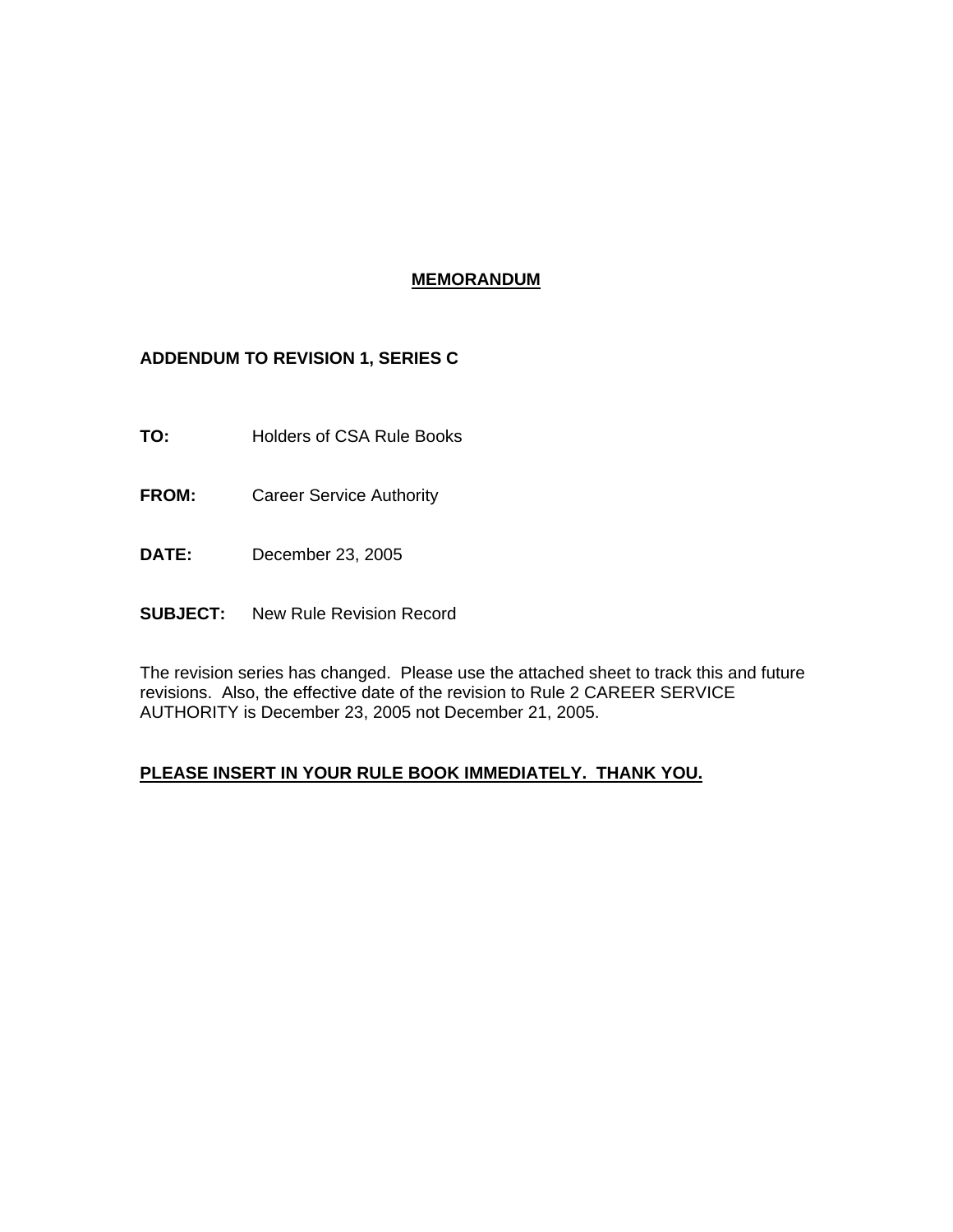# <u>MEMORANDUM</u>

**ADDENDUM TO REVISION 1, SERIES C**

**TO:** Holders of CSA Rule Books

**FROM:** Career Service Authority

**DATE:** December 23, 2005

**SUBJECT:** New Rule Revision Record

The revision series has changed. Please use the attached sheet to track this and future revisions. Also, the effective date of the revision to Rule 2 CAREER SERVICE AUTHORITY is December 23, 2005 not December 21, 2005.

**<u>PLEASE INSERT IN YOUR RULE BOOK IMMEDIATELY. THANK YOU.</u>**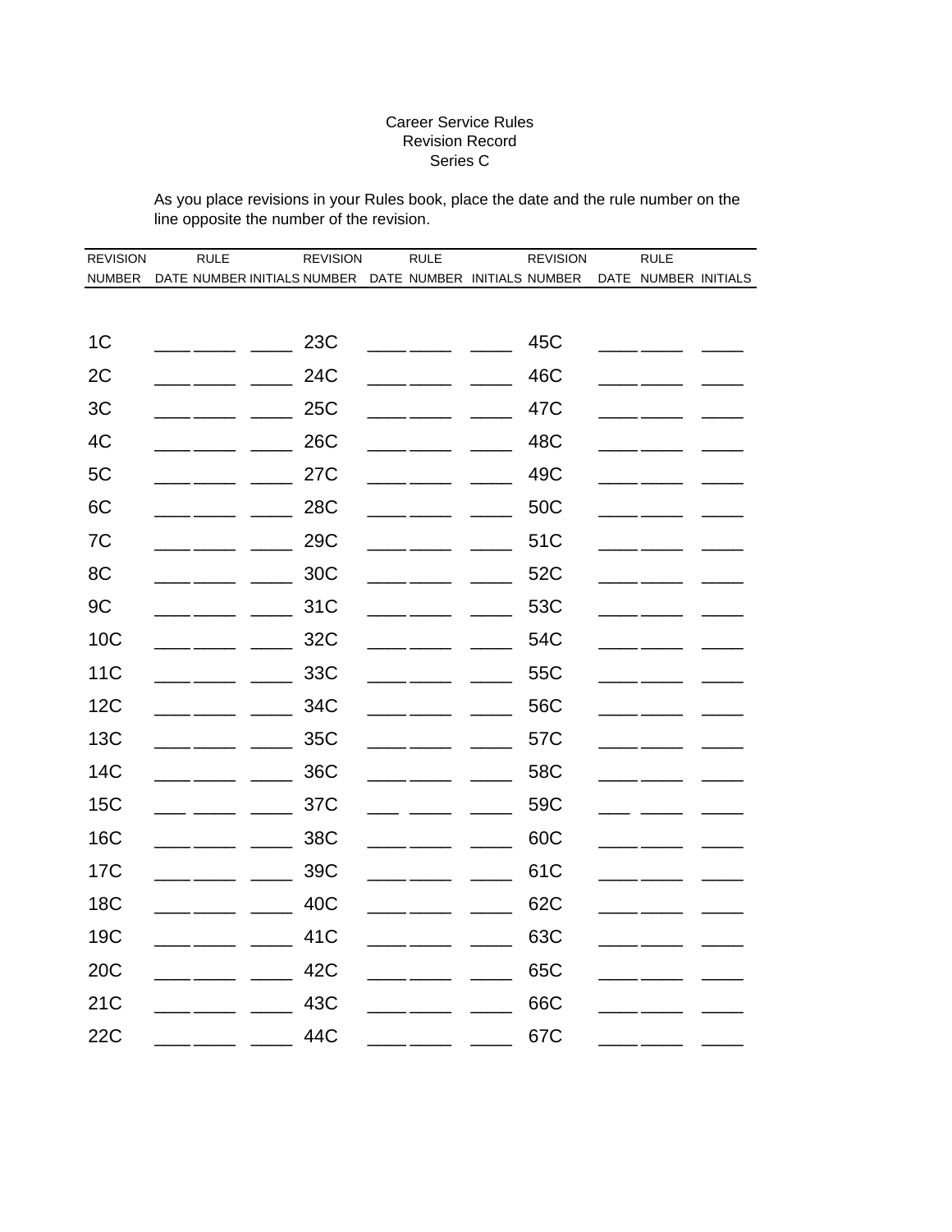Career Service Rules
Revision Record
Series C

As you place revisions in your Rules book, place the date and the rule number on the line opposite the number of the revision.

| REVISION NUMBER | DATE | RULE NUMBER | INITIALS | REVISION NUMBER | DATE | RULE NUMBER | INITIALS | REVISION NUMBER | DATE | RULE NUMBER | INITIALS |
|---|---|---|---|---|---|---|---|---|---|---|---|
| 1C | ___ | ____ | ____ | 23C | ___ | ____ | ____ | 45C | ___ | ____ | ____ |
| 2C | ___ | ____ | ____ | 24C | ___ | ____ | ____ | 46C | ___ | ____ | ____ |
| 3C | ___ | ____ | ____ | 25C | ___ | ____ | ____ | 47C | ___ | ____ | ____ |
| 4C | ___ | ____ | ____ | 26C | ___ | ____ | ____ | 48C | ___ | ____ | ____ |
| 5C | ___ | ____ | ____ | 27C | ___ | ____ | ____ | 49C | ___ | ____ | ____ |
| 6C | ___ | ____ | ____ | 28C | ___ | ____ | ____ | 50C | ___ | ____ | ____ |
| 7C | ___ | ____ | ____ | 29C | ___ | ____ | ____ | 51C | ___ | ____ | ____ |
| 8C | ___ | ____ | ____ | 30C | ___ | ____ | ____ | 52C | ___ | ____ | ____ |
| 9C | ___ | ____ | ____ | 31C | ___ | ____ | ____ | 53C | ___ | ____ | ____ |
| 10C | ___ | ____ | ____ | 32C | ___ | ____ | ____ | 54C | ___ | ____ | ____ |
| 11C | ___ | ____ | ____ | 33C | ___ | ____ | ____ | 55C | ___ | ____ | ____ |
| 12C | ___ | ____ | ____ | 34C | ___ | ____ | ____ | 56C | ___ | ____ | ____ |
| 13C | ___ | ____ | ____ | 35C | ___ | ____ | ____ | 57C | ___ | ____ | ____ |
| 14C | ___ | ____ | ____ | 36C | ___ | ____ | ____ | 58C | ___ | ____ | ____ |
| 15C | ___ | ____ | ____ | 37C | ___ | ____ | ____ | 59C | ___ | ____ | ____ |
| 16C | ___ | ____ | ____ | 38C | ___ | ____ | ____ | 60C | ___ | ____ | ____ |
| 17C | ___ | ____ | ____ | 39C | ___ | ____ | ____ | 61C | ___ | ____ | ____ |
| 18C | ___ | ____ | ____ | 40C | ___ | ____ | ____ | 62C | ___ | ____ | ____ |
| 19C | ___ | ____ | ____ | 41C | ___ | ____ | ____ | 63C | ___ | ____ | ____ |
| 20C | ___ | ____ | ____ | 42C | ___ | ____ | ____ | 65C | ___ | ____ | ____ |
| 21C | ___ | ____ | ____ | 43C | ___ | ____ | ____ | 66C | ___ | ____ | ____ |
| 22C | ___ | ____ | ____ | 44C | ___ | ____ | ____ | 67C | ___ | ____ | ____ |